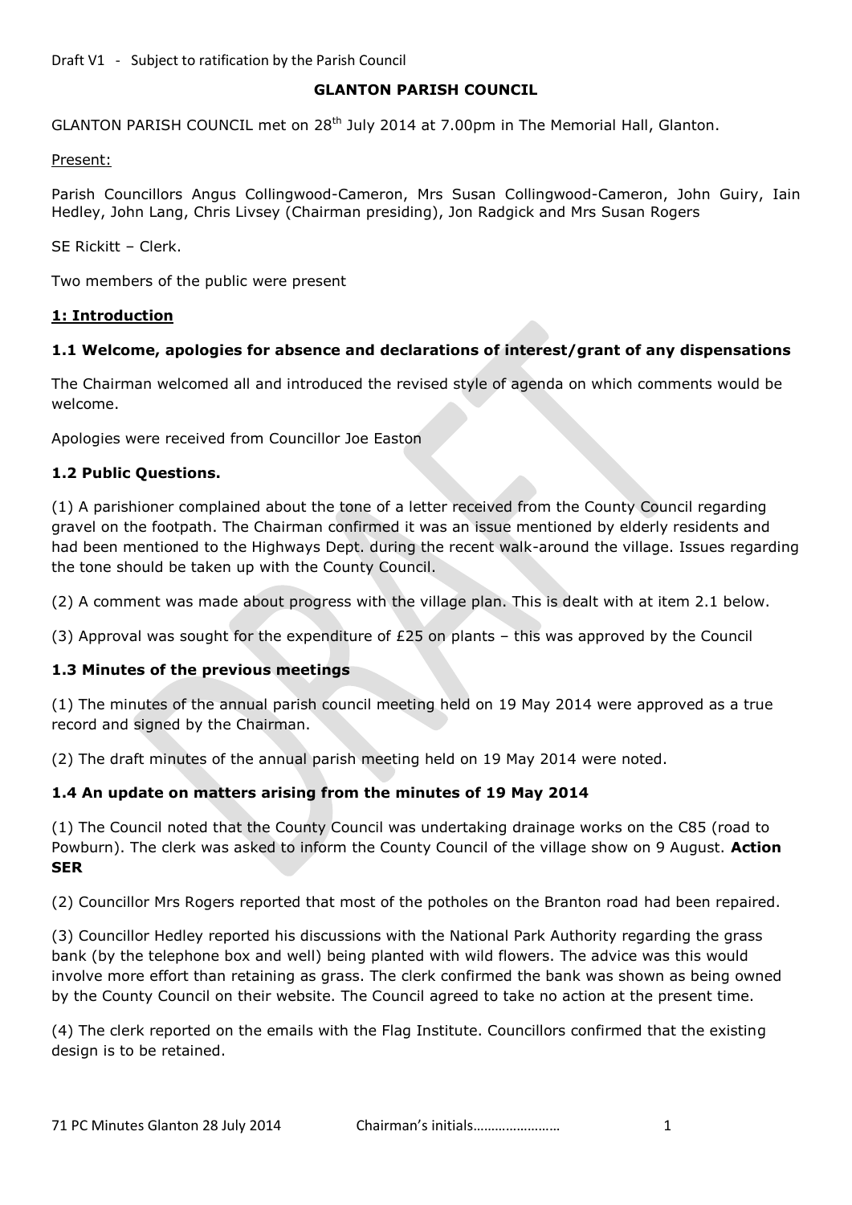Draft V1 - Subject to ratification by the Parish Council

# GLANTON PARISH COUNCIL

GLANTON PARISH COUNCIL met on 28th July 2014 at 7.00pm in The Memorial Hall, Glanton.

Present:

Parish Councillors Angus Collingwood-Cameron, Mrs Susan Collingwood-Cameron, John Guiry, Iain Hedley, John Lang, Chris Livsey (Chairman presiding), Jon Radgick and Mrs Susan Rogers

SE Rickitt – Clerk.

Two members of the public were present

## 1: Introduction

### 1.1 Welcome, apologies for absence and declarations of interest/grant of any dispensations

The Chairman welcomed all and introduced the revised style of agenda on which comments would be welcome.

Apologies were received from Councillor Joe Easton

### 1.2 Public Questions.

(1) A parishioner complained about the tone of a letter received from the County Council regarding gravel on the footpath. The Chairman confirmed it was an issue mentioned by elderly residents and had been mentioned to the Highways Dept. during the recent walk-around the village. Issues regarding the tone should be taken up with the County Council.

(2) A comment was made about progress with the village plan. This is dealt with at item 2.1 below.

(3) Approval was sought for the expenditure of £25 on plants – this was approved by the Council

### 1.3 Minutes of the previous meetings

(1) The minutes of the annual parish council meeting held on 19 May 2014 were approved as a true record and signed by the Chairman.

(2) The draft minutes of the annual parish meeting held on 19 May 2014 were noted.

### 1.4 An update on matters arising from the minutes of 19 May 2014

(1) The Council noted that the County Council was undertaking drainage works on the C85 (road to Powburn). The clerk was asked to inform the County Council of the village show on 9 August. **Action SER**

(2) Councillor Mrs Rogers reported that most of the potholes on the Branton road had been repaired.

(3) Councillor Hedley reported his discussions with the National Park Authority regarding the grass bank (by the telephone box and well) being planted with wild flowers. The advice was this would involve more effort than retaining as grass. The clerk confirmed the bank was shown as being owned by the County Council on their website. The Council agreed to take no action at the present time.

(4) The clerk reported on the emails with the Flag Institute. Councillors confirmed that the existing design is to be retained.

71 PC Minutes Glanton 28 July 2014 Chairman's initials……………………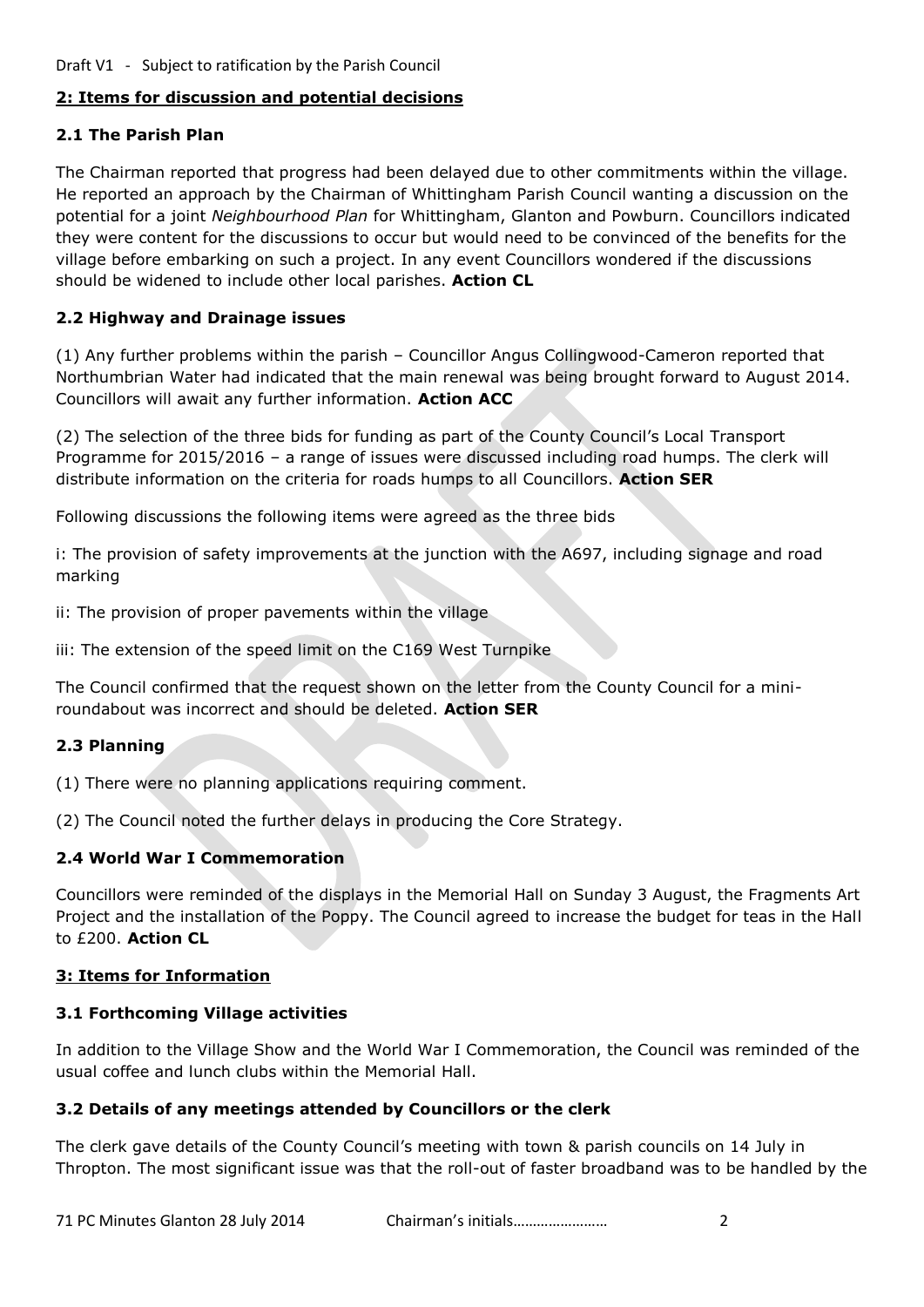Draft V1 - Subject to ratification by the Parish Council

## 2: Items for discussion and potential decisions

### 2.1 The Parish Plan

The Chairman reported that progress had been delayed due to other commitments within the village. He reported an approach by the Chairman of Whittingham Parish Council wanting a discussion on the potential for a joint *Neighbourhood Plan* for Whittingham, Glanton and Powburn. Councillors indicated they were content for the discussions to occur but would need to be convinced of the benefits for the village before embarking on such a project. In any event Councillors wondered if the discussions should be widened to include other local parishes. **Action CL**

### 2.2 Highway and Drainage issues

(1) Any further problems within the parish – Councillor Angus Collingwood-Cameron reported that Northumbrian Water had indicated that the main renewal was being brought forward to August 2014. Councillors will await any further information. **Action ACC**

(2) The selection of the three bids for funding as part of the County Council's Local Transport Programme for 2015/2016 – a range of issues were discussed including road humps. The clerk will distribute information on the criteria for roads humps to all Councillors. **Action SER**

Following discussions the following items were agreed as the three bids

i: The provision of safety improvements at the junction with the A697, including signage and road marking

ii: The provision of proper pavements within the village

iii: The extension of the speed limit on the C169 West Turnpike

The Council confirmed that the request shown on the letter from the County Council for a mini-roundabout was incorrect and should be deleted. **Action SER**

### 2.3 Planning

(1) There were no planning applications requiring comment.

(2) The Council noted the further delays in producing the Core Strategy.

### 2.4 World War I Commemoration

Councillors were reminded of the displays in the Memorial Hall on Sunday 3 August, the Fragments Art Project and the installation of the Poppy. The Council agreed to increase the budget for teas in the Hall to £200. **Action CL**

## 3: Items for Information

### 3.1 Forthcoming Village activities

In addition to the Village Show and the World War I Commemoration, the Council was reminded of the usual coffee and lunch clubs within the Memorial Hall.

### 3.2 Details of any meetings attended by Councillors or the clerk

The clerk gave details of the County Council's meeting with town & parish councils on 14 July in Thropton. The most significant issue was that the roll-out of faster broadband was to be handled by the

71 PC Minutes Glanton 28 July 2014 Chairman's initials……………………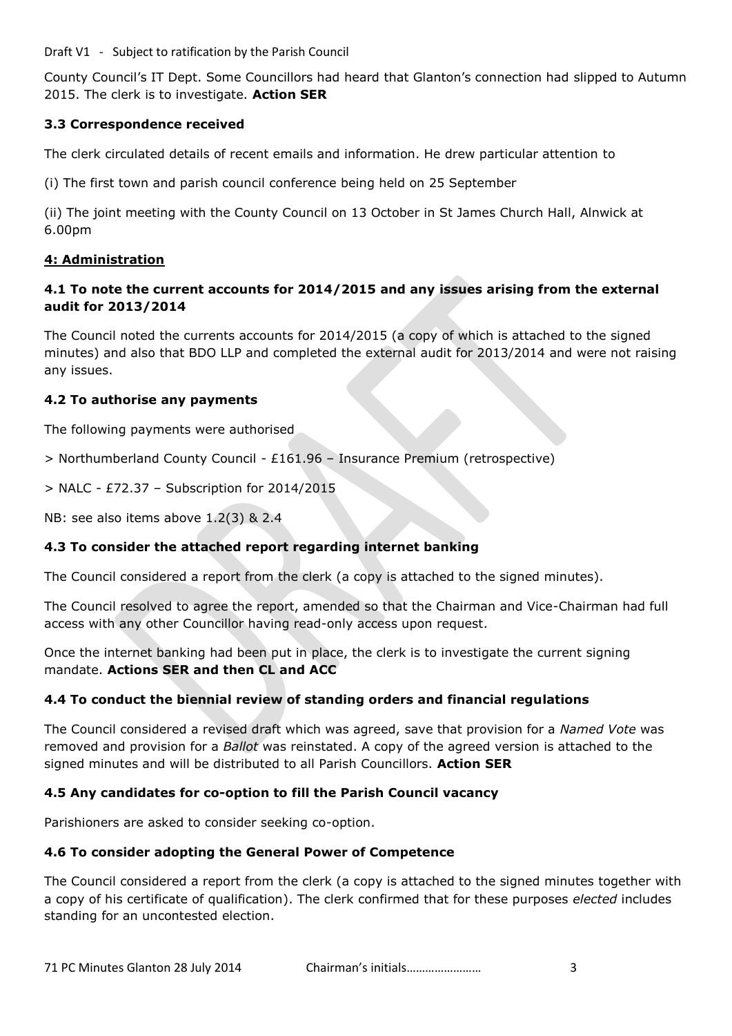County Council's IT Dept. Some Councillors had heard that Glanton's connection had slipped to Autumn 2015. The clerk is to investigate. **Action SER**

### 3.3 Correspondence received

The clerk circulated details of recent emails and information. He drew particular attention to

(i) The first town and parish council conference being held on 25 September

(ii) The joint meeting with the County Council on 13 October in St James Church Hall, Alnwick at 6.00pm

## 4: Administration

### 4.1 To note the current accounts for 2014/2015 and any issues arising from the external audit for 2013/2014

The Council noted the currents accounts for 2014/2015 (a copy of which is attached to the signed minutes) and also that BDO LLP and completed the external audit for 2013/2014 and were not raising any issues.

### 4.2 To authorise any payments

The following payments were authorised

> Northumberland County Council - £161.96 – Insurance Premium (retrospective)

> NALC - £72.37 – Subscription for 2014/2015

NB: see also items above 1.2(3) & 2.4

### 4.3 To consider the attached report regarding internet banking

The Council considered a report from the clerk (a copy is attached to the signed minutes).

The Council resolved to agree the report, amended so that the Chairman and Vice-Chairman had full access with any other Councillor having read-only access upon request.

Once the internet banking had been put in place, the clerk is to investigate the current signing mandate. **Actions SER and then CL and ACC**

### 4.4 To conduct the biennial review of standing orders and financial regulations

The Council considered a revised draft which was agreed, save that provision for a *Named Vote* was removed and provision for a *Ballot* was reinstated. A copy of the agreed version is attached to the signed minutes and will be distributed to all Parish Councillors. **Action SER**

### 4.5 Any candidates for co-option to fill the Parish Council vacancy

Parishioners are asked to consider seeking co-option.

### 4.6 To consider adopting the General Power of Competence

The Council considered a report from the clerk (a copy is attached to the signed minutes together with a copy of his certificate of qualification). The clerk confirmed that for these purposes *elected* includes standing for an uncontested election.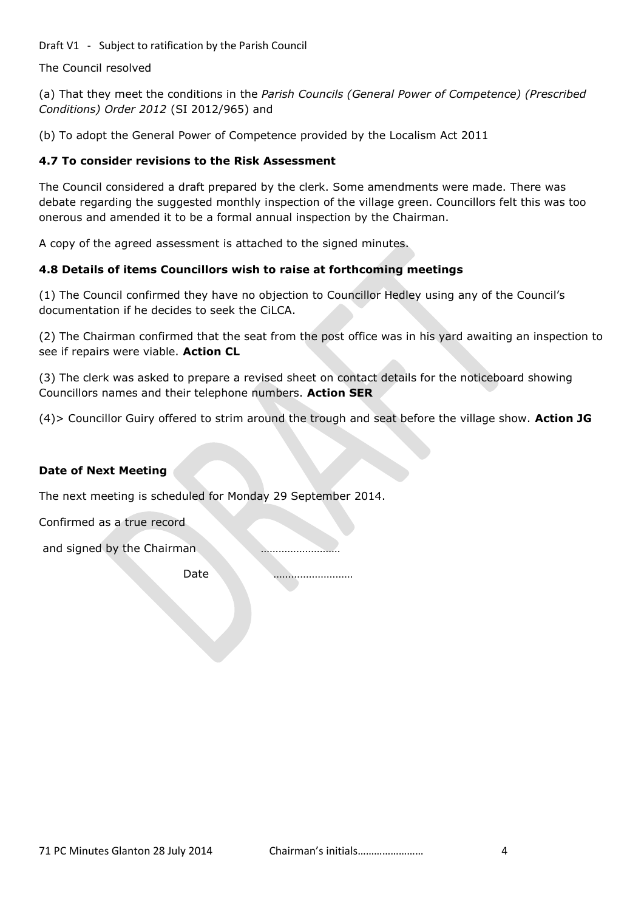The Council resolved

(a) That they meet the conditions in the *Parish Councils (General Power of Competence) (Prescribed Conditions) Order 2012* (SI 2012/965) and

(b) To adopt the General Power of Competence provided by the Localism Act 2011

### 4.7 To consider revisions to the Risk Assessment

The Council considered a draft prepared by the clerk. Some amendments were made. There was debate regarding the suggested monthly inspection of the village green. Councillors felt this was too onerous and amended it to be a formal annual inspection by the Chairman.

A copy of the agreed assessment is attached to the signed minutes.

### 4.8 Details of items Councillors wish to raise at forthcoming meetings

(1) The Council confirmed they have no objection to Councillor Hedley using any of the Council's documentation if he decides to seek the CiLCA.

(2) The Chairman confirmed that the seat from the post office was in his yard awaiting an inspection to see if repairs were viable. **Action CL**

(3) The clerk was asked to prepare a revised sheet on contact details for the noticeboard showing Councillors names and their telephone numbers. **Action SER**

(4)> Councillor Guiry offered to strim around the trough and seat before the village show. **Action JG**

### Date of Next Meeting

The next meeting is scheduled for Monday 29 September 2014.

Confirmed as a true record

and signed by the Chairman ……………………

Date ……………………

71 PC Minutes Glanton 28 July 2014 Chairman's initials……………………